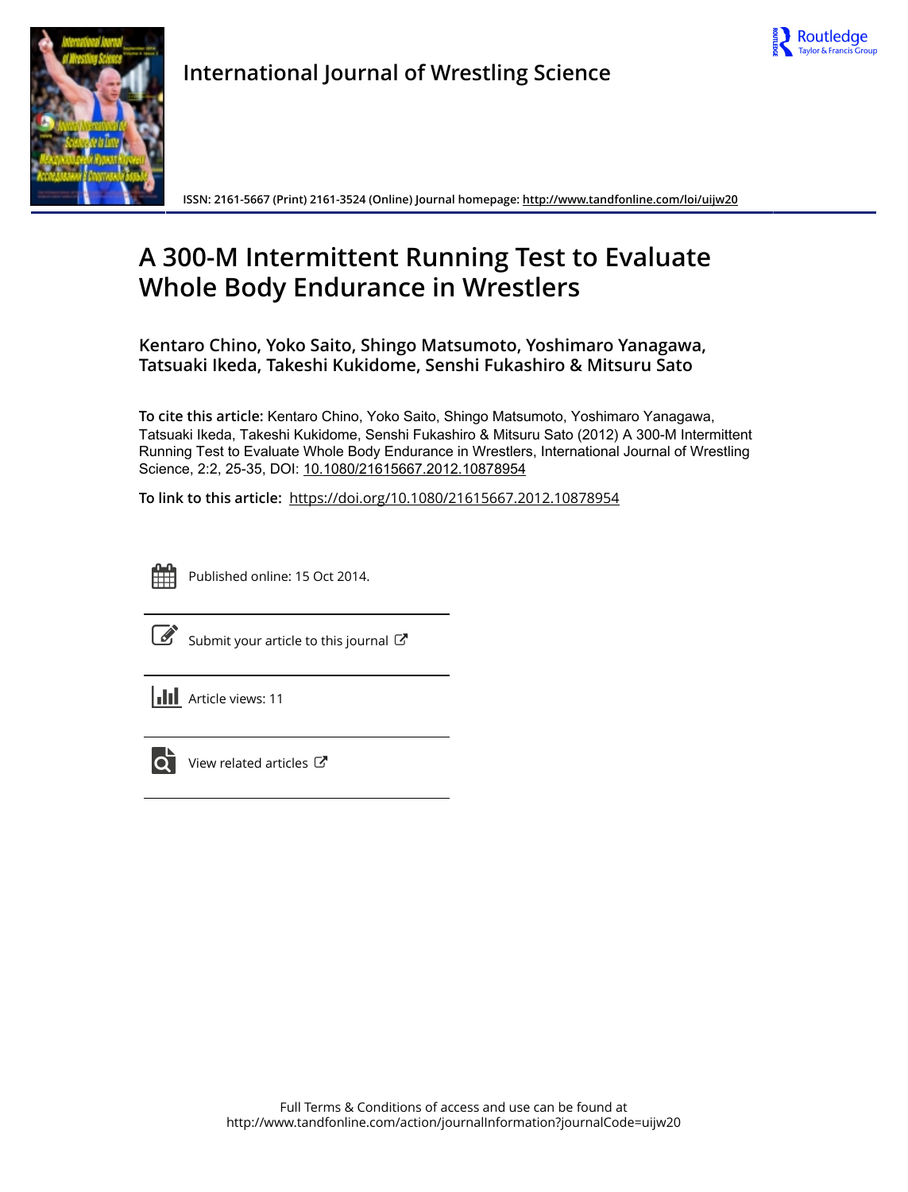International Journal of Wrestling Science

ISSN: 2161-5667 (Print) 2161-3524 (Online) Journal homepage: http://www.tandfonline.com/loi/uijw20

# A 300-M Intermittent Running Test to Evaluate Whole Body Endurance in Wrestlers

**Kentaro Chino, Yoko Saito, Shingo Matsumoto, Yoshimaro Yanagawa, Tatsuaki Ikeda, Takeshi Kukidome, Senshi Fukashiro & Mitsuru Sato**

**To cite this article:** Kentaro Chino, Yoko Saito, Shingo Matsumoto, Yoshimaro Yanagawa, Tatsuaki Ikeda, Takeshi Kukidome, Senshi Fukashiro & Mitsuru Sato (2012) A 300-M Intermittent Running Test to Evaluate Whole Body Endurance in Wrestlers, International Journal of Wrestling Science, 2:2, 25-35, DOI: 10.1080/21615667.2012.10878954

**To link to this article:** https://doi.org/10.1080/21615667.2012.10878954

Published online: 15 Oct 2014.

Submit your article to this journal

Article views: 11

View related articles

Full Terms & Conditions of access and use can be found at
http://www.tandfonline.com/action/journalInformation?journalCode=uijw20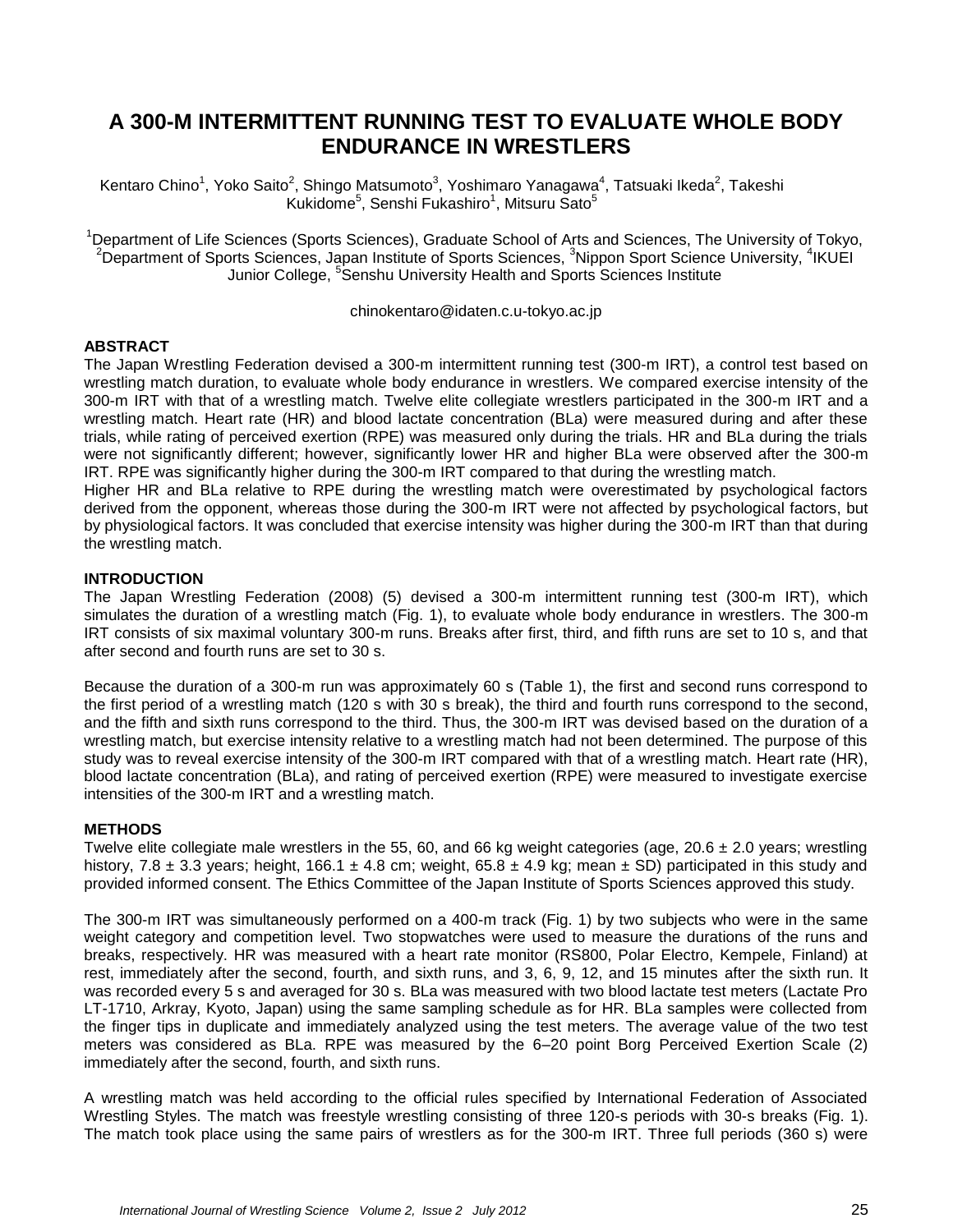# A 300-M INTERMITTENT RUNNING TEST TO EVALUATE WHOLE BODY ENDURANCE IN WRESTLERS

Kentaro Chino[1], Yoko Saito[2], Shingo Matsumoto[3], Yoshimaro Yanagawa[4], Tatsuaki Ikeda[2], Takeshi Kukidome[5], Senshi Fukashiro[1], Mitsuru Sato[5]

[1]Department of Life Sciences (Sports Sciences), Graduate School of Arts and Sciences, The University of Tokyo, [2]Department of Sports Sciences, Japan Institute of Sports Sciences, [3]Nippon Sport Science University, [4]IKUEI Junior College, [5]Senshu University Health and Sports Sciences Institute

chinokentaro@idaten.c.u-tokyo.ac.jp

## ABSTRACT

The Japan Wrestling Federation devised a 300-m intermittent running test (300-m IRT), a control test based on wrestling match duration, to evaluate whole body endurance in wrestlers. We compared exercise intensity of the 300-m IRT with that of a wrestling match. Twelve elite collegiate wrestlers participated in the 300-m IRT and a wrestling match. Heart rate (HR) and blood lactate concentration (BLa) were measured during and after these trials, while rating of perceived exertion (RPE) was measured only during the trials. HR and BLa during the trials were not significantly different; however, significantly lower HR and higher BLa were observed after the 300-m IRT. RPE was significantly higher during the 300-m IRT compared to that during the wrestling match.

Higher HR and BLa relative to RPE during the wrestling match were overestimated by psychological factors derived from the opponent, whereas those during the 300-m IRT were not affected by psychological factors, but by physiological factors. It was concluded that exercise intensity was higher during the 300-m IRT than that during the wrestling match.

## INTRODUCTION

The Japan Wrestling Federation (2008) (5) devised a 300-m intermittent running test (300-m IRT), which simulates the duration of a wrestling match (Fig. 1), to evaluate whole body endurance in wrestlers. The 300-m IRT consists of six maximal voluntary 300-m runs. Breaks after first, third, and fifth runs are set to 10 s, and that after second and fourth runs are set to 30 s.

Because the duration of a 300-m run was approximately 60 s (Table 1), the first and second runs correspond to the first period of a wrestling match (120 s with 30 s break), the third and fourth runs correspond to the second, and the fifth and sixth runs correspond to the third. Thus, the 300-m IRT was devised based on the duration of a wrestling match, but exercise intensity relative to a wrestling match had not been determined. The purpose of this study was to reveal exercise intensity of the 300-m IRT compared with that of a wrestling match. Heart rate (HR), blood lactate concentration (BLa), and rating of perceived exertion (RPE) were measured to investigate exercise intensities of the 300-m IRT and a wrestling match.

## METHODS

Twelve elite collegiate male wrestlers in the 55, 60, and 66 kg weight categories (age, 20.6 ± 2.0 years; wrestling history, 7.8 ± 3.3 years; height, 166.1 ± 4.8 cm; weight, 65.8 ± 4.9 kg; mean ± SD) participated in this study and provided informed consent. The Ethics Committee of the Japan Institute of Sports Sciences approved this study.

The 300-m IRT was simultaneously performed on a 400-m track (Fig. 1) by two subjects who were in the same weight category and competition level. Two stopwatches were used to measure the durations of the runs and breaks, respectively. HR was measured with a heart rate monitor (RS800, Polar Electro, Kempele, Finland) at rest, immediately after the second, fourth, and sixth runs, and 3, 6, 9, 12, and 15 minutes after the sixth run. It was recorded every 5 s and averaged for 30 s. BLa was measured with two blood lactate test meters (Lactate Pro LT-1710, Arkray, Kyoto, Japan) using the same sampling schedule as for HR. BLa samples were collected from the finger tips in duplicate and immediately analyzed using the test meters. The average value of the two test meters was considered as BLa. RPE was measured by the 6–20 point Borg Perceived Exertion Scale (2) immediately after the second, fourth, and sixth runs.

A wrestling match was held according to the official rules specified by International Federation of Associated Wrestling Styles. The match was freestyle wrestling consisting of three 120-s periods with 30-s breaks (Fig. 1). The match took place using the same pairs of wrestlers as for the 300-m IRT. Three full periods (360 s) were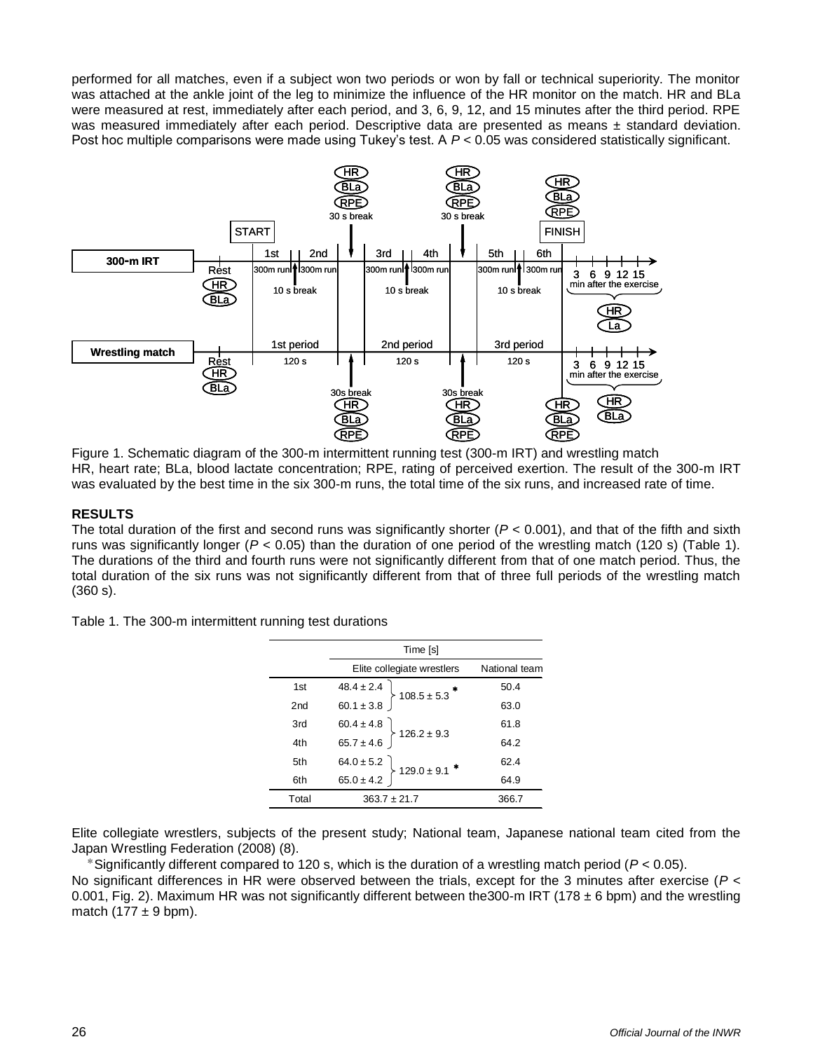performed for all matches, even if a subject won two periods or won by fall or technical superiority. The monitor was attached at the ankle joint of the leg to minimize the influence of the HR monitor on the match. HR and BLa were measured at rest, immediately after each period, and 3, 6, 9, 12, and 15 minutes after the third period. RPE was measured immediately after each period. Descriptive data are presented as means ± standard deviation. Post hoc multiple comparisons were made using Tukey's test. A $P < 0.05$ was considered statistically significant.

Figure 1. Schematic diagram of the 300-m intermittent running test (300-m IRT) and wrestling match
HR, heart rate; BLa, blood lactate concentration; RPE, rating of perceived exertion. The result of the 300-m IRT was evaluated by the best time in the six 300-m runs, the total time of the six runs, and increased rate of time.

## RESULTS

The total duration of the first and second runs was significantly shorter ($P < 0.001$), and that of the fifth and sixth runs was significantly longer ($P < 0.05$) than the duration of one period of the wrestling match (120 s) (Table 1). The durations of the third and fourth runs were not significantly different from that of one match period. Thus, the total duration of the six runs was not significantly different from that of three full periods of the wrestling match (360 s).

Table 1. The 300-m intermittent running test durations

| | Time [s] | | |
|---|---|---|---|
| | Elite collegiate wrestlers | | National team |
| 1st | 48.4 ± 2.4 | 108.5 ± 5.3 * | 50.4 |
| 2nd | 60.1 ± 3.8 | | 63.0 |
| 3rd | 60.4 ± 4.8 | 126.2 ± 9.3 | 61.8 |
| 4th | 65.7 ± 4.6 | | 64.2 |
| 5th | 64.0 ± 5.2 | 129.0 ± 9.1 * | 62.4 |
| 6th | 65.0 ± 4.2 | | 64.9 |
| Total | 363.7 ± 21.7 | | 366.7 |

Elite collegiate wrestlers, subjects of the present study; National team, Japanese national team cited from the Japan Wrestling Federation (2008) (8).

*Significantly different compared to 120 s, which is the duration of a wrestling match period ($P < 0.05$).

No significant differences in HR were observed between the trials, except for the 3 minutes after exercise ($P < 0.001$, Fig. 2). Maximum HR was not significantly different between the300-m IRT (178 ± 6 bpm) and the wrestling match (177 ± 9 bpm).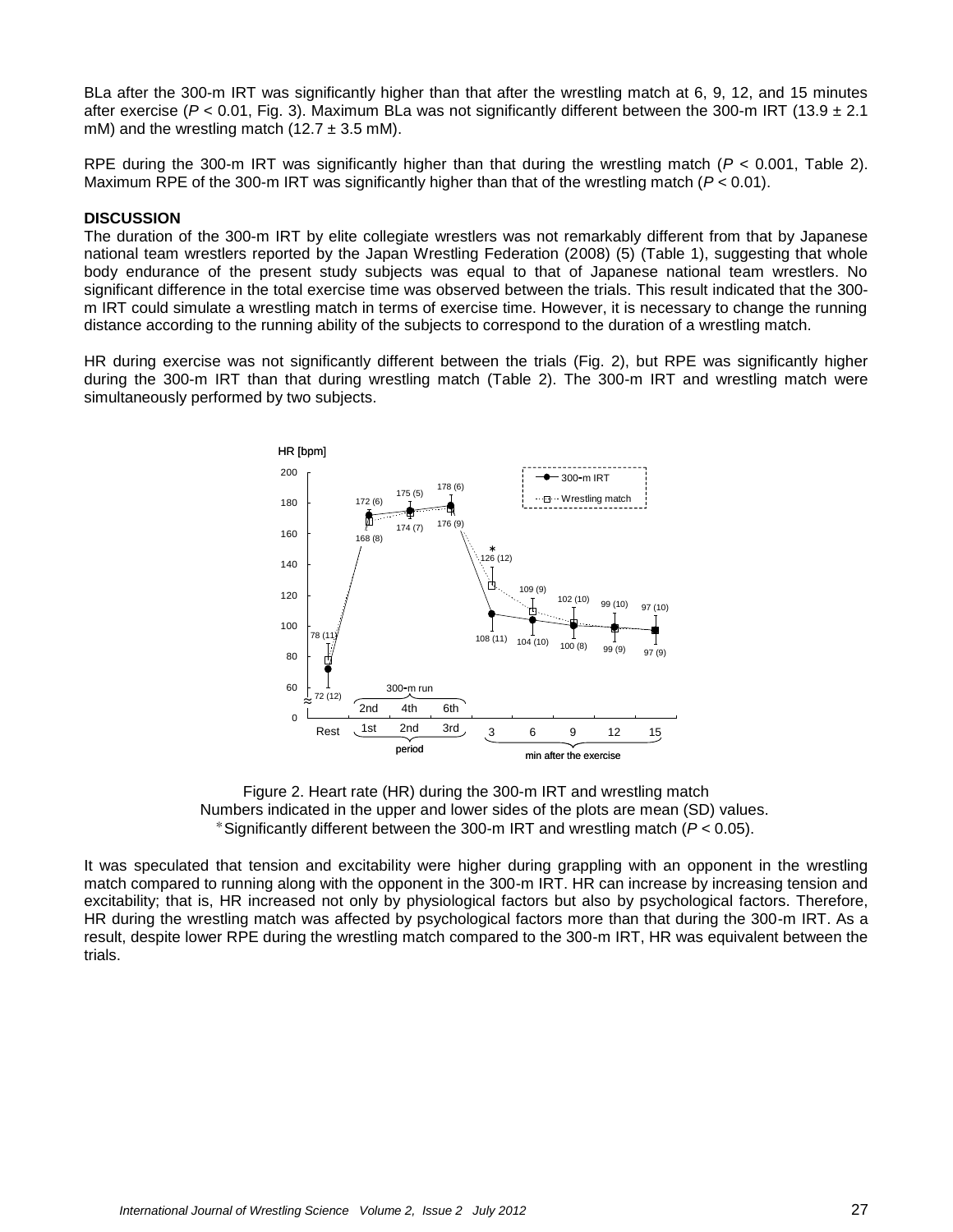BLa after the 300-m IRT was significantly higher than that after the wrestling match at 6, 9, 12, and 15 minutes after exercise ($P < 0.01$, Fig. 3). Maximum BLa was not significantly different between the 300-m IRT (13.9 ± 2.1 mM) and the wrestling match (12.7 ± 3.5 mM).

RPE during the 300-m IRT was significantly higher than that during the wrestling match ($P < 0.001$, Table 2). Maximum RPE of the 300-m IRT was significantly higher than that of the wrestling match ($P < 0.01$).

**DISCUSSION**

The duration of the 300-m IRT by elite collegiate wrestlers was not remarkably different from that by Japanese national team wrestlers reported by the Japan Wrestling Federation (2008) (5) (Table 1), suggesting that whole body endurance of the present study subjects was equal to that of Japanese national team wrestlers. No significant difference in the total exercise time was observed between the trials. This result indicated that the 300-m IRT could simulate a wrestling match in terms of exercise time. However, it is necessary to change the running distance according to the running ability of the subjects to correspond to the duration of a wrestling match.

HR during exercise was not significantly different between the trials (Fig. 2), but RPE was significantly higher during the 300-m IRT than that during wrestling match (Table 2). The 300-m IRT and wrestling match were simultaneously performed by two subjects.

Figure 2. Heart rate (HR) during the 300-m IRT and wrestling match
Numbers indicated in the upper and lower sides of the plots are mean (SD) values.
*Significantly different between the 300-m IRT and wrestling match ($P < 0.05$).

It was speculated that tension and excitability were higher during grappling with an opponent in the wrestling match compared to running along with the opponent in the 300-m IRT. HR can increase by increasing tension and excitability; that is, HR increased not only by physiological factors but also by psychological factors. Therefore, HR during the wrestling match was affected by psychological factors more than that during the 300-m IRT. As a result, despite lower RPE during the wrestling match compared to the 300-m IRT, HR was equivalent between the trials.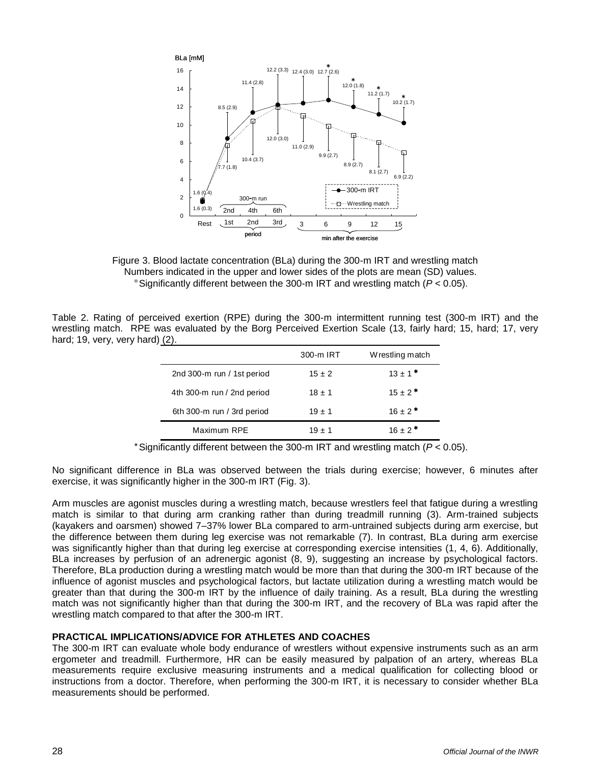Figure 3. Blood lactate concentration (BLa) during the 300-m IRT and wrestling match
Numbers indicated in the upper and lower sides of the plots are mean (SD) values.
*Significantly different between the 300-m IRT and wrestling match ($P < 0.05$).

Table 2. Rating of perceived exertion (RPE) during the 300-m intermittent running test (300-m IRT) and the wrestling match. RPE was evaluated by the Borg Perceived Exertion Scale (13, fairly hard; 15, hard; 17, very hard; 19, very, very hard) (2).

| | 300-m IRT | Wrestling match |
|---|---|---|
| 2nd 300-m run / 1st period | 15 ± 2 | 13 ± 1 * |
| 4th 300-m run / 2nd period | 18 ± 1 | 15 ± 2 * |
| 6th 300-m run / 3rd period | 19 ± 1 | 16 ± 2 * |
| Maximum RPE | 19 ± 1 | 16 ± 2 * |

*Significantly different between the 300-m IRT and wrestling match ($P < 0.05$).

No significant difference in BLa was observed between the trials during exercise; however, 6 minutes after exercise, it was significantly higher in the 300-m IRT (Fig. 3).

Arm muscles are agonist muscles during a wrestling match, because wrestlers feel that fatigue during a wrestling match is similar to that during arm cranking rather than during treadmill running (3). Arm-trained subjects (kayakers and oarsmen) showed 7–37% lower BLa compared to arm-untrained subjects during arm exercise, but the difference between them during leg exercise was not remarkable (7). In contrast, BLa during arm exercise was significantly higher than that during leg exercise at corresponding exercise intensities (1, 4, 6). Additionally, BLa increases by perfusion of an adrenergic agonist (8, 9), suggesting an increase by psychological factors. Therefore, BLa production during a wrestling match would be more than that during the 300-m IRT because of the influence of agonist muscles and psychological factors, but lactate utilization during a wrestling match would be greater than that during the 300-m IRT by the influence of daily training. As a result, BLa during the wrestling match was not significantly higher than that during the 300-m IRT, and the recovery of BLa was rapid after the wrestling match compared to that after the 300-m IRT.

## PRACTICAL IMPLICATIONS/ADVICE FOR ATHLETES AND COACHES

The 300-m IRT can evaluate whole body endurance of wrestlers without expensive instruments such as an arm ergometer and treadmill. Furthermore, HR can be easily measured by palpation of an artery, whereas BLa measurements require exclusive measuring instruments and a medical qualification for collecting blood or instructions from a doctor. Therefore, when performing the 300-m IRT, it is necessary to consider whether BLa measurements should be performed.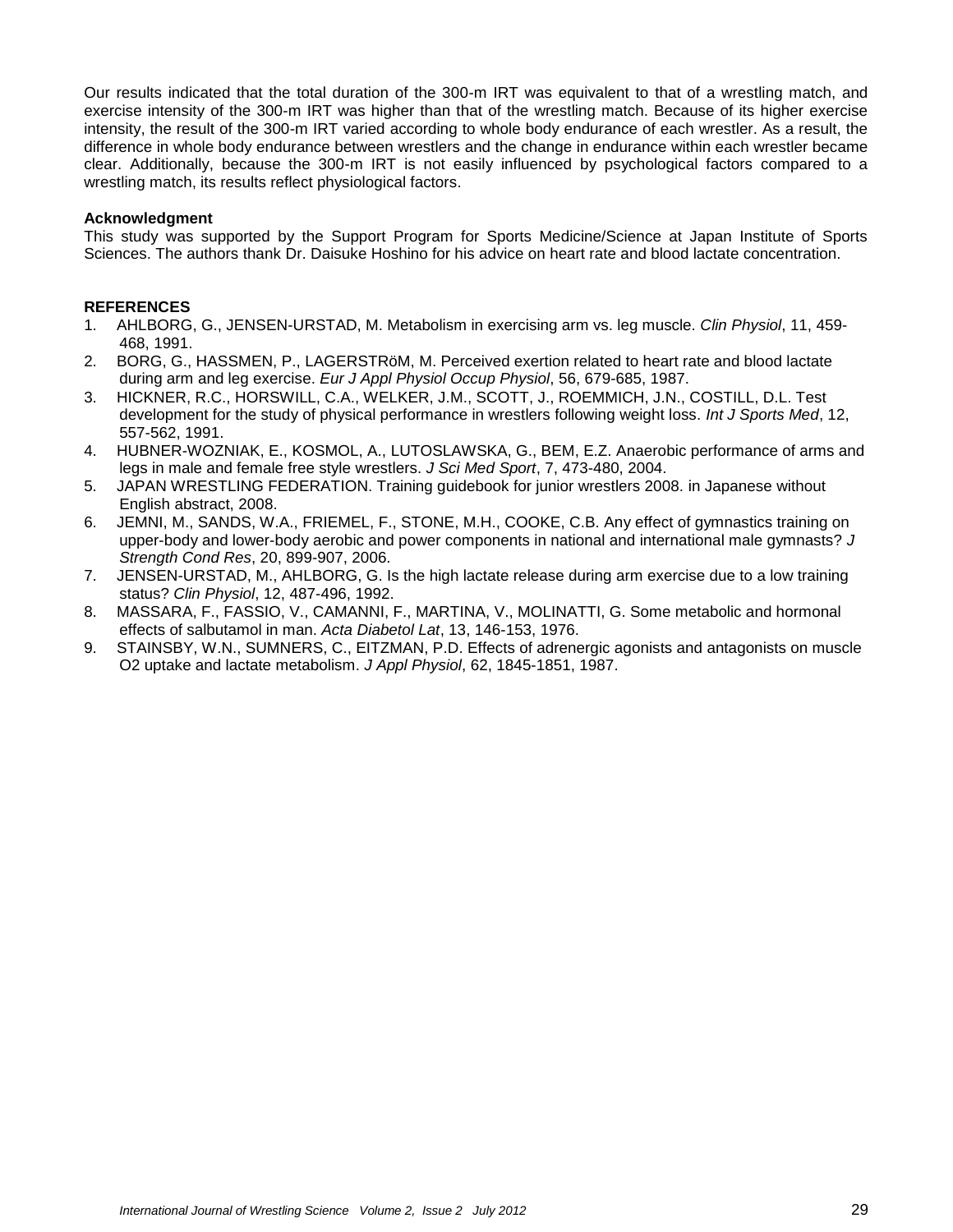Our results indicated that the total duration of the 300-m IRT was equivalent to that of a wrestling match, and exercise intensity of the 300-m IRT was higher than that of the wrestling match. Because of its higher exercise intensity, the result of the 300-m IRT varied according to whole body endurance of each wrestler. As a result, the difference in whole body endurance between wrestlers and the change in endurance within each wrestler became clear. Additionally, because the 300-m IRT is not easily influenced by psychological factors compared to a wrestling match, its results reflect physiological factors.

**Acknowledgment**

This study was supported by the Support Program for Sports Medicine/Science at Japan Institute of Sports Sciences. The authors thank Dr. Daisuke Hoshino for his advice on heart rate and blood lactate concentration.

**REFERENCES**

1. AHLBORG, G., JENSEN-URSTAD, M. Metabolism in exercising arm vs. leg muscle. *Clin Physiol*, 11, 459-468, 1991.
2. BORG, G., HASSMEN, P., LAGERSTRöM, M. Perceived exertion related to heart rate and blood lactate during arm and leg exercise. *Eur J Appl Physiol Occup Physiol*, 56, 679-685, 1987.
3. HICKNER, R.C., HORSWILL, C.A., WELKER, J.M., SCOTT, J., ROEMMICH, J.N., COSTILL, D.L. Test development for the study of physical performance in wrestlers following weight loss. *Int J Sports Med*, 12, 557-562, 1991.
4. HUBNER-WOZNIAK, E., KOSMOL, A., LUTOSLAWSKA, G., BEM, E.Z. Anaerobic performance of arms and legs in male and female free style wrestlers. *J Sci Med Sport*, 7, 473-480, 2004.
5. JAPAN WRESTLING FEDERATION. Training guidebook for junior wrestlers 2008. in Japanese without English abstract, 2008.
6. JEMNI, M., SANDS, W.A., FRIEMEL, F., STONE, M.H., COOKE, C.B. Any effect of gymnastics training on upper-body and lower-body aerobic and power components in national and international male gymnasts? *J Strength Cond Res*, 20, 899-907, 2006.
7. JENSEN-URSTAD, M., AHLBORG, G. Is the high lactate release during arm exercise due to a low training status? *Clin Physiol*, 12, 487-496, 1992.
8. MASSARA, F., FASSIO, V., CAMANNI, F., MARTINA, V., MOLINATTI, G. Some metabolic and hormonal effects of salbutamol in man. *Acta Diabetol Lat*, 13, 146-153, 1976.
9. STAINSBY, W.N., SUMNERS, C., EITZMAN, P.D. Effects of adrenergic agonists and antagonists on muscle O2 uptake and lactate metabolism. *J Appl Physiol*, 62, 1845-1851, 1987.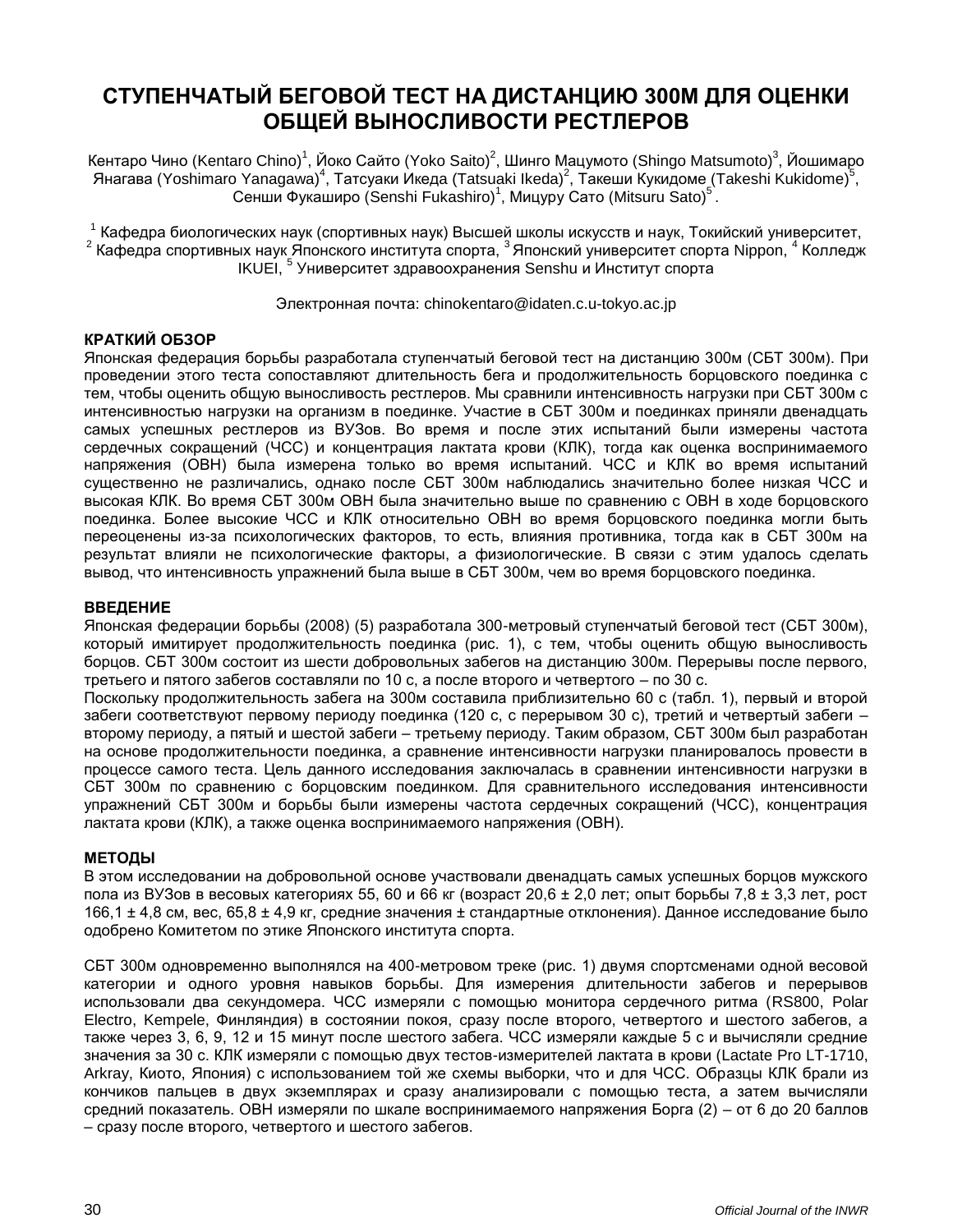# СТУПЕНЧАТЫЙ БЕГОВОЙ ТЕСТ НА ДИСТАНЦИЮ 300М ДЛЯ ОЦЕНКИ ОБЩЕЙ ВЫНОСЛИВОСТИ РЕСТЛЕРОВ

Кентаро Чино (Kentaro Chino)[1], Йоко Сайто (Yoko Saito)[2], Шинго Мацумото (Shingo Matsumoto)[3], Йошимаро Янагава (Yoshimaro Yanagawa)[4], Татсуаки Икеда (Tatsuaki Ikeda)[2], Такеши Кукидоме (Takeshi Kukidome)[5], Сенши Фукаширо (Senshi Fukashiro)[1], Мицуру Сато (Mitsuru Sato)[5].

[1] Кафедра биологических наук (спортивных наук) Высшей школы искусств и наук, Токийский университет, [2] Кафедра спортивных наук Японского института спорта, [3] Японский университет спорта Nippon, [4] Колледж IKUEI, [5] Университет здравоохранения Senshu и Институт спорта

Электронная почта: chinokentaro@idaten.c.u-tokyo.ac.jp

## КРАТКИЙ ОБЗОР

Японская федерация борьбы разработала ступенчатый беговой тест на дистанцию 300м (СБТ 300м). При проведении этого теста сопоставляют длительность бега и продолжительность борцовского поединка с тем, чтобы оценить общую выносливость рестлеров. Мы сравнили интенсивность нагрузки при СБТ 300м с интенсивностью нагрузки на организм в поединке. Участие в СБТ 300м и поединках приняли двенадцать самых успешных рестлеров из ВУЗов. Во время и после этих испытаний были измерены частота сердечных сокращений (ЧСС) и концентрация лактата крови (КЛК), тогда как оценка воспринимаемого напряжения (ОВН) была измерена только во время испытаний. ЧСС и КЛК во время испытаний существенно не различались, однако после СБТ 300м наблюдались значительно более низкая ЧСС и высокая КЛК. Во время СБТ 300м ОВН была значительно выше по сравнению с ОВН в ходе борцовского поединка. Более высокие ЧСС и КЛК относительно ОВН во время борцовского поединка могли быть переоценены из-за психологических факторов, то есть, влияния противника, тогда как в СБТ 300м на результат влияли не психологические факторы, а физиологические. В связи с этим удалось сделать вывод, что интенсивность упражнений была выше в СБТ 300м, чем во время борцовского поединка.

## ВВЕДЕНИЕ

Японская федерации борьбы (2008) (5) разработала 300-метровый ступенчатый беговой тест (СБТ 300м), который имитирует продолжительность поединка (рис. 1), с тем, чтобы оценить общую выносливость борцов. СБТ 300м состоит из шести добровольных забегов на дистанцию 300м. Перерывы после первого, третьего и пятого забегов составляли по 10 с, а после второго и четвертого – по 30 с.
Поскольку продолжительность забега на 300м составила приблизительно 60 с (табл. 1), первый и второй забеги соответствуют первому периоду поединка (120 с, с перерывом 30 с), третий и четвертый забеги – второму периоду, а пятый и шестой забеги – третьему периоду. Таким образом, СБТ 300м был разработан на основе продолжительности поединка, а сравнение интенсивности нагрузки планировалось провести в процессе самого теста. Цель данного исследования заключалась в сравнении интенсивности нагрузки в СБТ 300м по сравнению с борцовским поединком. Для сравнительного исследования интенсивности упражнений СБТ 300м и борьбы были измерены частота сердечных сокращений (ЧСС), концентрация лактата крови (КЛК), а также оценка воспринимаемого напряжения (ОВН).

## МЕТОДЫ

В этом исследовании на добровольной основе участвовали двенадцать самых успешных борцов мужского пола из ВУЗов в весовых категориях 55, 60 и 66 кг (возраст 20,6 ± 2,0 лет; опыт борьбы 7,8 ± 3,3 лет, рост 166,1 ± 4,8 см, вес, 65,8 ± 4,9 кг, средние значения ± стандартные отклонения). Данное исследование было одобрено Комитетом по этике Японского института спорта.

СБТ 300м одновременно выполнялся на 400-метровом треке (рис. 1) двумя спортсменами одной весовой категории и одного уровня навыков борьбы. Для измерения длительности забегов и перерывов использовали два секундомера. ЧСС измеряли с помощью монитора сердечного ритма (RS800, Polar Electro, Kempele, Финляндия) в состоянии покоя, сразу после второго, четвертого и шестого забегов, а также через 3, 6, 9, 12 и 15 минут после шестого забега. ЧСС измеряли каждые 5 с и вычисляли средние значения за 30 с. КЛК измеряли с помощью двух тестов-измерителей лактата в крови (Lactate Pro LT-1710, Arkray, Киото, Япония) с использованием той же схемы выборки, что и для ЧСС. Образцы КЛК брали из кончиков пальцев в двух экземплярах и сразу анализировали с помощью теста, а затем вычисляли средний показатель. ОВН измеряли по шкале воспринимаемого напряжения Борга (2) – от 6 до 20 баллов – сразу после второго, четвертого и шестого забегов.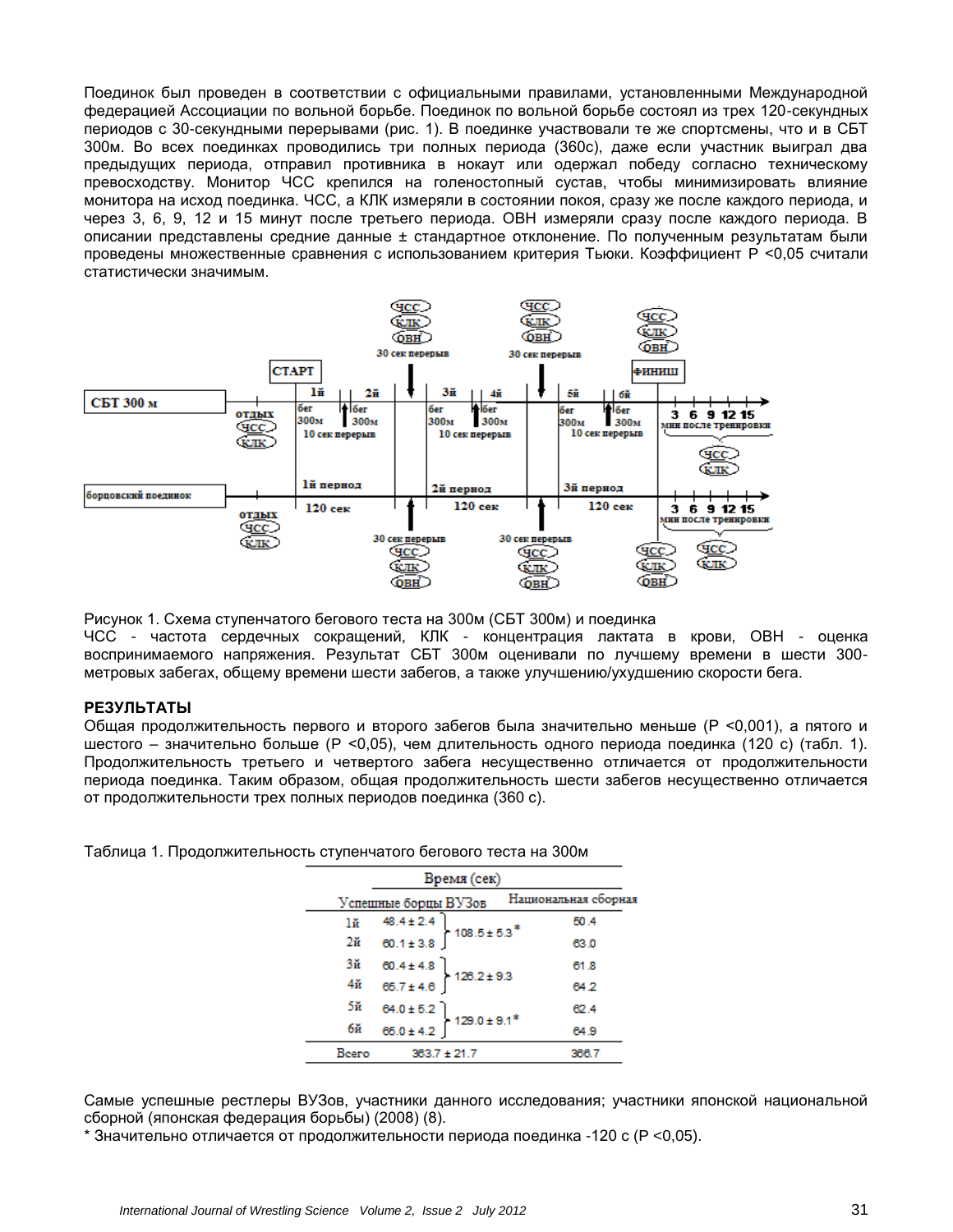Поединок был проведен в соответствии с официальными правилами, установленными Международной федерацией Ассоциации по вольной борьбе. Поединок по вольной борьбе состоял из трех 120-секундных периодов с 30-секундными перерывами (рис. 1). В поединке участвовали те же спортсмены, что и в СБТ 300м. Во всех поединках проводились три полных периода (360с), даже если участник выиграл два предыдущих периода, отправил противника в нокаут или одержал победу согласно техническому превосходству. Монитор ЧСС крепился на голеностопный сустав, чтобы минимизировать влияние монитора на исход поединка. ЧСС, а КЛК измеряли в состоянии покоя, сразу же после каждого периода, и через 3, 6, 9, 12 и 15 минут после третьего периода. ОВН измеряли сразу после каждого периода. В описании представлены средние данные ± стандартное отклонение. По полученным результатам были проведены множественные сравнения с использованием критерия Тьюки. Коэффициент P <0,05 считали статистически значимым.

Рисунок 1. Схема ступенчатого бегового теста на 300м (СБТ 300м) и поединка

ЧСС - частота сердечных сокращений, КЛК - концентрация лактата в крови, ОВН - оценка воспринимаемого напряжения. Результат СБТ 300м оценивали по лучшему времени в шести 300-метровых забегах, общему времени шести забегов, а также улучшению/ухудшению скорости бега.

## РЕЗУЛЬТАТЫ

Общая продолжительность первого и второго забегов была значительно меньше (P <0,001), а пятого и шестого – значительно больше (P <0,05), чем длительность одного периода поединка (120 с) (табл. 1). Продолжительность третьего и четвертого забега несущественно отличается от продолжительности периода поединка. Таким образом, общая продолжительность шести забегов несущественно отличается от продолжительности трех полных периодов поединка (360 с).

Таблица 1. Продолжительность ступенчатого бегового теста на 300м

| | Время (сек) | | |
|---|---|---|---|
| | Успешные борцы ВУЗов | | Национальная сборная |
| 1й | 48.4 ± 2.4 | 108.5 ± 5.3* | 50.4 |
| 2й | 60.1 ± 3.8 | | 63.0 |
| 3й | 60.4 ± 4.8 | 126.2 ± 9.3 | 61.8 |
| 4й | 65.7 ± 4.6 | | 64.2 |
| 5й | 64.0 ± 5.2 | 129.0 ± 9.1* | 62.4 |
| 6й | 65.0 ± 4.2 | | 64.9 |
| Всего | 363.7 ± 21.7 | | 366.7 |

Самые успешные рестлеры ВУЗов, участники данного исследования; участники японской национальной сборной (японская федерация борьбы) (2008) (8).

* Значительно отличается от продолжительности периода поединка -120 с (P <0,05).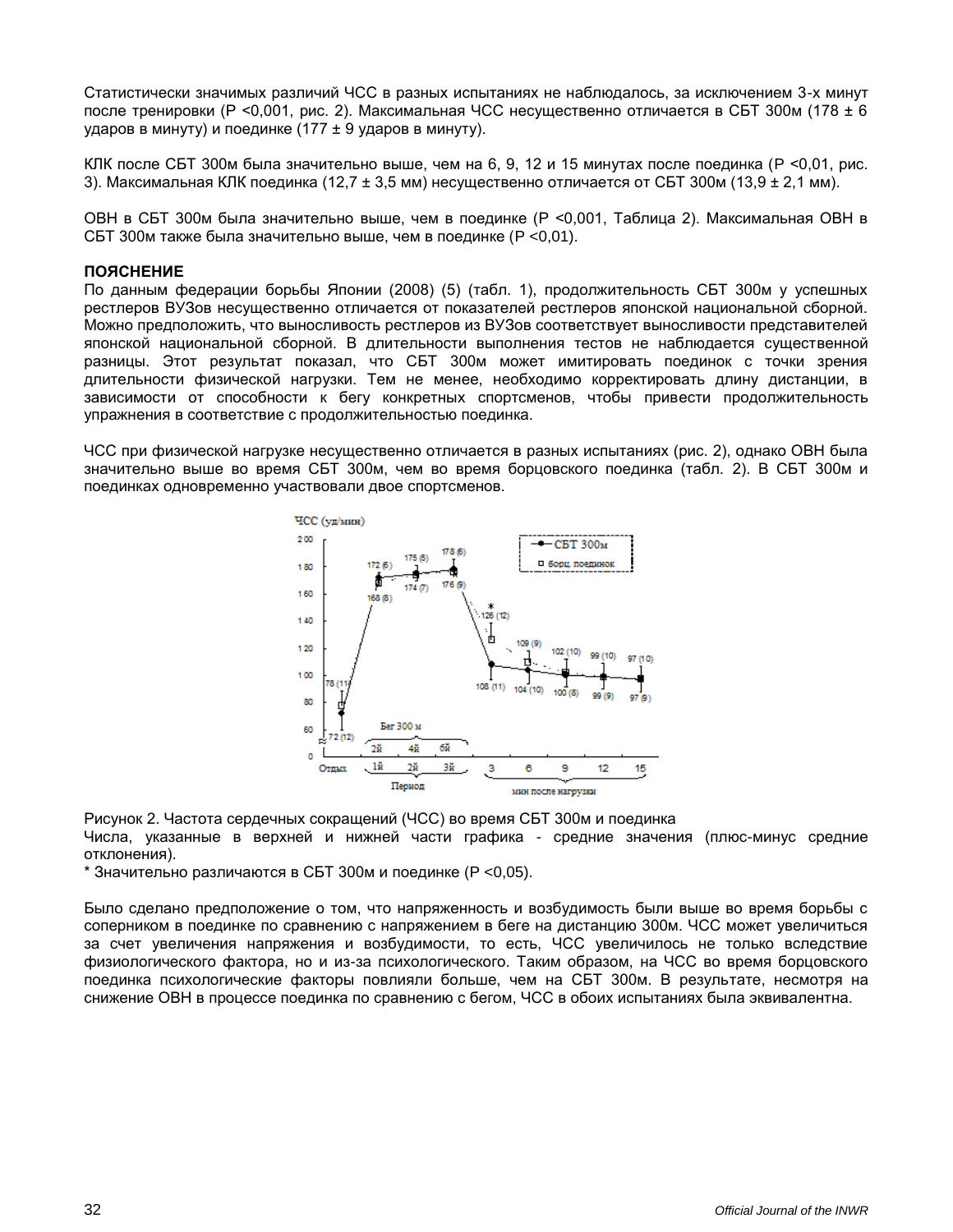Статистически значимых различий ЧСС в разных испытаниях не наблюдалось, за исключением 3-х минут после тренировки (P <0,001, рис. 2). Максимальная ЧСС несущественно отличается в СБТ 300м (178 ± 6 ударов в минуту) и поединке (177 ± 9 ударов в минуту).

КЛК после СБТ 300м была значительно выше, чем на 6, 9, 12 и 15 минутах после поединка (P <0,01, рис. 3). Максимальная КЛК поединка (12,7 ± 3,5 мм) несущественно отличается от СБТ 300м (13,9 ± 2,1 мм).

ОВН в СБТ 300м была значительно выше, чем в поединке (P <0,001, Таблица 2). Максимальная ОВН в СБТ 300м также была значительно выше, чем в поединке (P <0,01).

**ПОЯСНЕНИЕ**

По данным федерации борьбы Японии (2008) (5) (табл. 1), продолжительность СБТ 300м у успешных рестлеров ВУЗов несущественно отличается от показателей рестлеров японской национальной сборной. Можно предположить, что выносливость рестлеров из ВУЗов соответствует выносливости представителей японской национальной сборной. В длительности выполнения тестов не наблюдается существенной разницы. Этот результат показал, что СБТ 300м может имитировать поединок с точки зрения длительности физической нагрузки. Тем не менее, необходимо корректировать длину дистанции, в зависимости от способности к бегу конкретных спортсменов, чтобы привести продолжительность упражнения в соответствие с продолжительностью поединка.

ЧСС при физической нагрузке несущественно отличается в разных испытаниях (рис. 2), однако ОВН была значительно выше во время СБТ 300м, чем во время борцовского поединка (табл. 2). В СБТ 300м и поединках одновременно участвовали двое спортсменов.

Рисунок 2. Частота сердечных сокращений (ЧСС) во время СБТ 300м и поединка

Числа, указанные в верхней и нижней части графика - средние значения (плюс-минус средние отклонения).

* Значительно различаются в СБТ 300м и поединке (P <0,05).

Было сделано предположение о том, что напряженность и возбудимость были выше во время борьбы с соперником в поединке по сравнению с напряжением в беге на дистанцию 300м. ЧСС может увеличиться за счет увеличения напряжения и возбудимости, то есть, ЧСС увеличилось не только вследствие физиологического фактора, но и из-за психологического. Таким образом, на ЧСС во время борцовского поединка психологические факторы повлияли больше, чем на СБТ 300м. В результате, несмотря на снижение ОВН в процессе поединка по сравнению с бегом, ЧСС в обоих испытаниях была эквивалентна.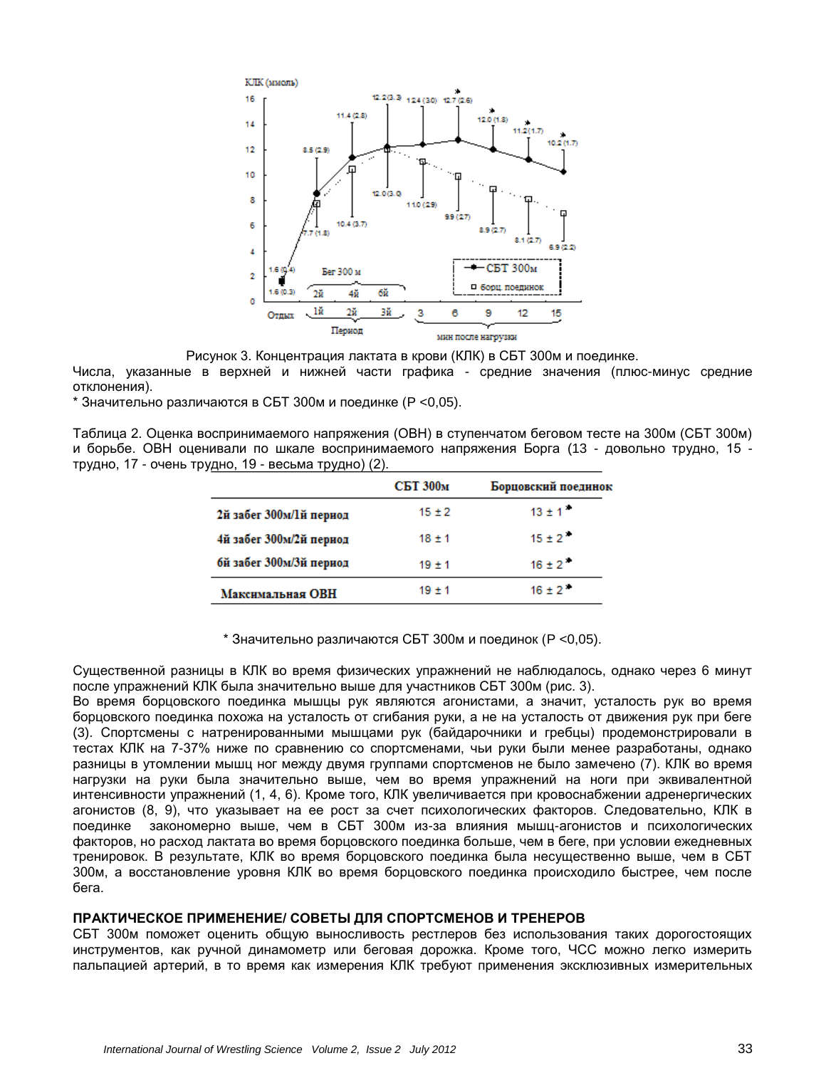Рисунок 3. Концентрация лактата в крови (КЛК) в СБТ 300м и поединке.

Числа, указанные в верхней и нижней части графика - средние значения (плюс-минус средние отклонения).

\* Значительно различаются в СБТ 300м и поединке (P <0,05).

Таблица 2. Оценка воспринимаемого напряжения (ОВН) в ступенчатом беговом тесте на 300м (СБТ 300м) и борьбе. ОВН оценивали по шкале воспринимаемого напряжения Борга (13 - довольно трудно, 15 - трудно, 17 - очень трудно, 19 - весьма трудно) (2).

| | СБТ 300м | Борцовский поединок |
|---|---|---|
| 2й забег 300м/1й период | 15 ± 2 | 13 ± 1 * |
| 4й забег 300м/2й период | 18 ± 1 | 15 ± 2 * |
| 6й забег 300м/3й период | 19 ± 1 | 16 ± 2 * |
| Максимальная ОВН | 19 ± 1 | 16 ± 2 * |

\* Значительно различаются СБТ 300м и поединок (P <0,05).

Существенной разницы в КЛК во время физических упражнений не наблюдалось, однако через 6 минут после упражнений КЛК была значительно выше для участников СБТ 300м (рис. 3).

Во время борцовского поединка мышцы рук являются агонистами, а значит, усталость рук во время борцовского поединка похожа на усталость от сгибания руки, а не на усталость от движения рук при беге (3). Спортсмены с натренированными мышцами рук (байдарочники и гребцы) продемонстрировали в тестах КЛК на 7-37% ниже по сравнению со спортсменами, чьи руки были менее разработаны, однако разницы в утомлении мышц ног между двумя группами спортсменов не было замечено (7). КЛК во время нагрузки на руки была значительно выше, чем во время упражнений на ноги при эквивалентной интенсивности упражнений (1, 4, 6). Кроме того, КЛК увеличивается при кровоснабжении адренергических агонистов (8, 9), что указывает на ее рост за счет психологических факторов. Следовательно, КЛК в поединке закономерно выше, чем в СБТ 300м из-за влияния мышц-агонистов и психологических факторов, но расход лактата во время борцовского поединка больше, чем в беге, при условии ежедневных тренировок. В результате, КЛК во время борцовского поединка была несущественно выше, чем в СБТ 300м, а восстановление уровня КЛК во время борцовского поединка происходило быстрее, чем после бега.

## ПРАКТИЧЕСКОЕ ПРИМЕНЕНИЕ/ СОВЕТЫ ДЛЯ СПОРТСМЕНОВ И ТРЕНЕРОВ

СБТ 300м поможет оценить общую выносливость рестлеров без использования таких дорогостоящих инструментов, как ручной динамометр или беговая дорожка. Кроме того, ЧСС можно легко измерить пальпацией артерий, в то время как измерения КЛК требуют применения эксклюзивных измерительных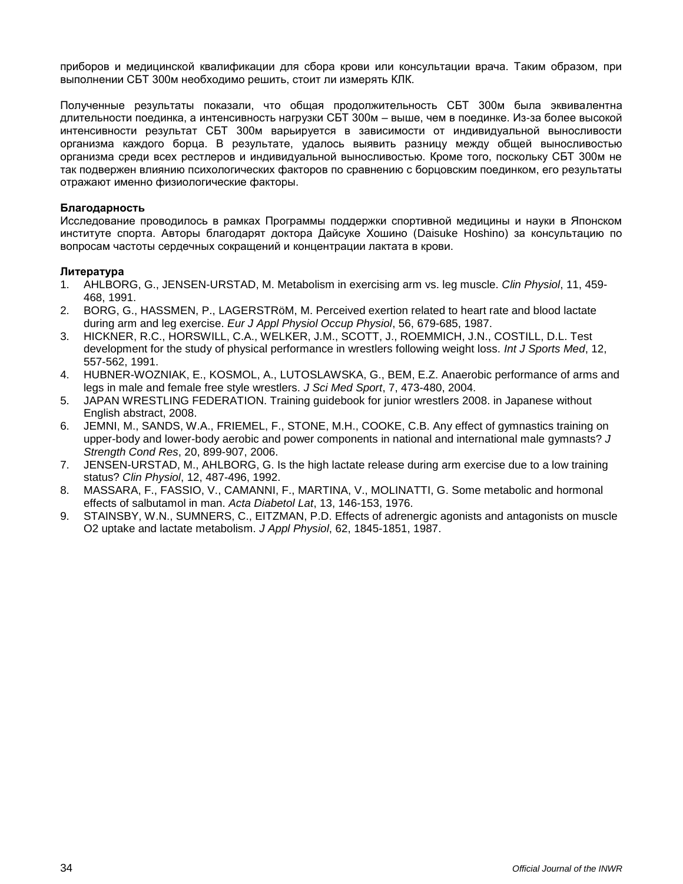приборов и медицинской квалификации для сбора крови или консультации врача. Таким образом, при выполнении СБТ 300м необходимо решить, стоит ли измерять КЛК.

Полученные результаты показали, что общая продолжительность СБТ 300м была эквивалентна длительности поединка, а интенсивность нагрузки СБТ 300м – выше, чем в поединке. Из-за более высокой интенсивности результат СБТ 300м варьируется в зависимости от индивидуальной выносливости организма каждого борца. В результате, удалось выявить разницу между общей выносливостью организма среди всех рестлеров и индивидуальной выносливостью. Кроме того, поскольку СБТ 300м не так подвержен влиянию психологических факторов по сравнению с борцовским поединком, его результаты отражают именно физиологические факторы.

**Благодарность**

Исследование проводилось в рамках Программы поддержки спортивной медицины и науки в Японском институте спорта. Авторы благодарят доктора Дайсуке Хошино (Daisuke Hoshino) за консультацию по вопросам частоты сердечных сокращений и концентрации лактата в крови.

**Литература**

1. AHLBORG, G., JENSEN-URSTAD, M. Metabolism in exercising arm vs. leg muscle. *Clin Physiol*, 11, 459-468, 1991.
2. BORG, G., HASSMEN, P., LAGERSTRöM, M. Perceived exertion related to heart rate and blood lactate during arm and leg exercise. *Eur J Appl Physiol Occup Physiol*, 56, 679-685, 1987.
3. HICKNER, R.C., HORSWILL, C.A., WELKER, J.M., SCOTT, J., ROEMMICH, J.N., COSTILL, D.L. Test development for the study of physical performance in wrestlers following weight loss. *Int J Sports Med*, 12, 557-562, 1991.
4. HUBNER-WOZNIAK, E., KOSMOL, A., LUTOSLAWSKA, G., BEM, E.Z. Anaerobic performance of arms and legs in male and female free style wrestlers. *J Sci Med Sport*, 7, 473-480, 2004.
5. JAPAN WRESTLING FEDERATION. Training guidebook for junior wrestlers 2008. in Japanese without English abstract, 2008.
6. JEMNI, M., SANDS, W.A., FRIEMEL, F., STONE, M.H., COOKE, C.B. Any effect of gymnastics training on upper-body and lower-body aerobic and power components in national and international male gymnasts? *J Strength Cond Res*, 20, 899-907, 2006.
7. JENSEN-URSTAD, M., AHLBORG, G. Is the high lactate release during arm exercise due to a low training status? *Clin Physiol*, 12, 487-496, 1992.
8. MASSARA, F., FASSIO, V., CAMANNI, F., MARTINA, V., MOLINATTI, G. Some metabolic and hormonal effects of salbutamol in man. *Acta Diabetol Lat*, 13, 146-153, 1976.
9. STAINSBY, W.N., SUMNERS, C., EITZMAN, P.D. Effects of adrenergic agonists and antagonists on muscle O2 uptake and lactate metabolism. *J Appl Physiol*, 62, 1845-1851, 1987.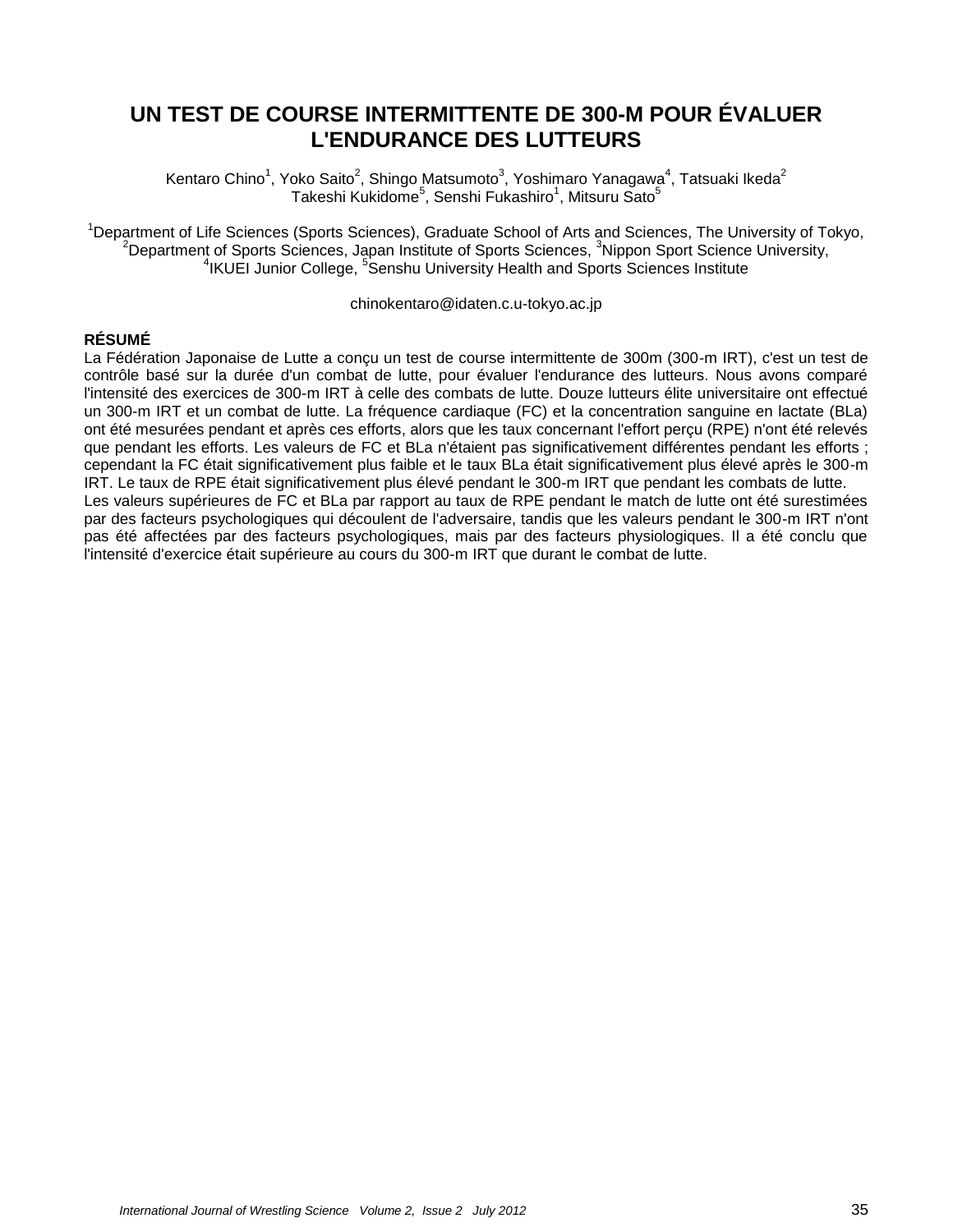# UN TEST DE COURSE INTERMITTENTE DE 300-M POUR ÉVALUER L'ENDURANCE DES LUTTEURS

Kentaro Chino[1], Yoko Saito[2], Shingo Matsumoto[3], Yoshimaro Yanagawa[4], Tatsuaki Ikeda[2]
Takeshi Kukidome[5], Senshi Fukashiro[1], Mitsuru Sato[5]

[1]Department of Life Sciences (Sports Sciences), Graduate School of Arts and Sciences, The University of Tokyo, [2]Department of Sports Sciences, Japan Institute of Sports Sciences, [3]Nippon Sport Science University, [4]IKUEI Junior College, [5]Senshu University Health and Sports Sciences Institute

chinokentaro@idaten.c.u-tokyo.ac.jp

**RÉSUMÉ**

La Fédération Japonaise de Lutte a conçu un test de course intermittente de 300m (300-m IRT), c'est un test de contrôle basé sur la durée d'un combat de lutte, pour évaluer l'endurance des lutteurs. Nous avons comparé l'intensité des exercices de 300-m IRT à celle des combats de lutte. Douze lutteurs élite universitaire ont effectué un 300-m IRT et un combat de lutte. La fréquence cardiaque (FC) et la concentration sanguine en lactate (BLa) ont été mesurées pendant et après ces efforts, alors que les taux concernant l'effort perçu (RPE) n'ont été relevés que pendant les efforts. Les valeurs de FC et BLa n'étaient pas significativement différentes pendant les efforts ; cependant la FC était significativement plus faible et le taux BLa était significativement plus élevé après le 300-m IRT. Le taux de RPE était significativement plus élevé pendant le 300-m IRT que pendant les combats de lutte.
Les valeurs supérieures de FC et BLa par rapport au taux de RPE pendant le match de lutte ont été surestimées par des facteurs psychologiques qui découlent de l'adversaire, tandis que les valeurs pendant le 300-m IRT n'ont pas été affectées par des facteurs psychologiques, mais par des facteurs physiologiques. Il a été conclu que l'intensité d'exercice était supérieure au cours du 300-m IRT que durant le combat de lutte.